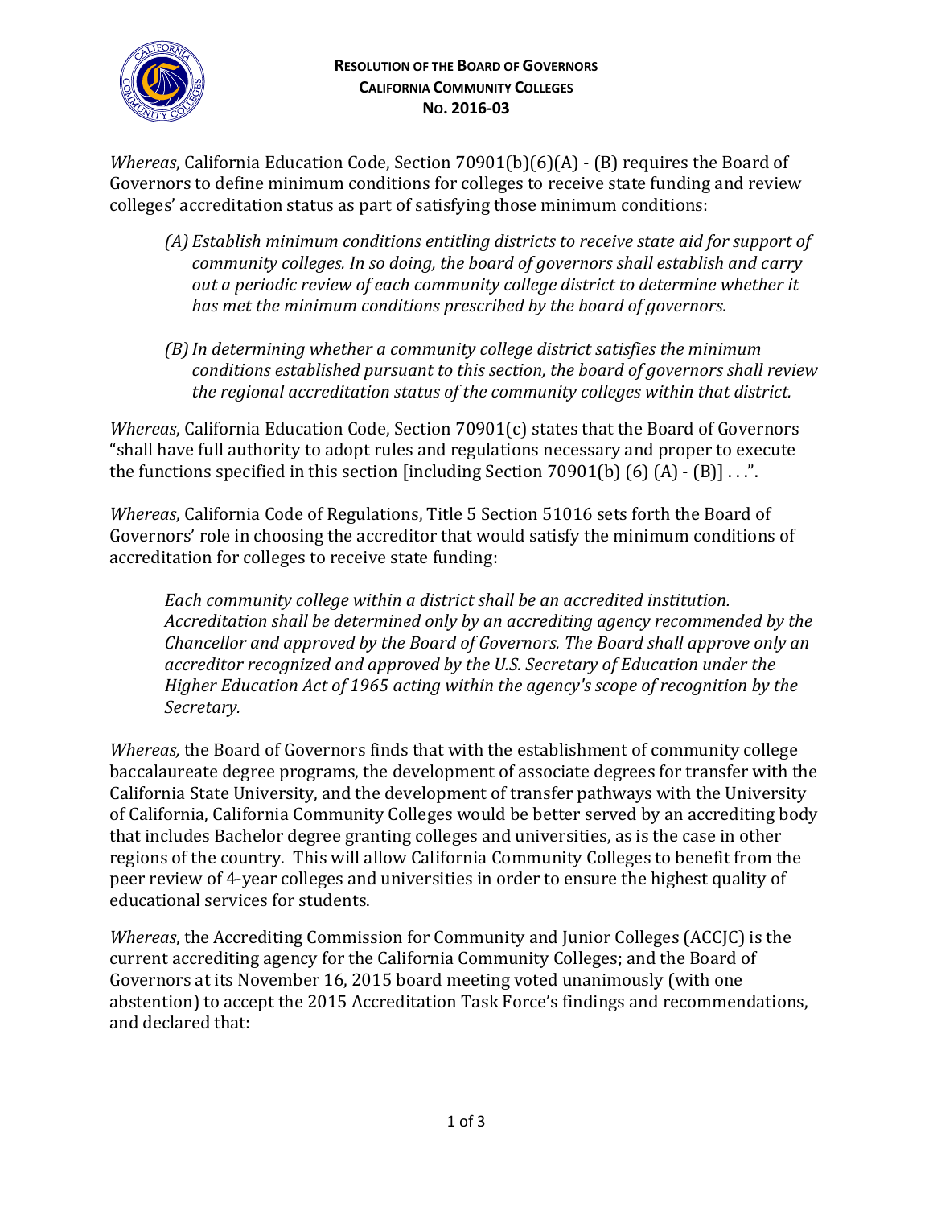**RESOLUTION OF THE BOARD OF GOVERNORS**
**CALIFORNIA COMMUNITY COLLEGES**
**NO. 2016-03**

*Whereas*, California Education Code, Section 70901(b)(6)(A) - (B) requires the Board of Governors to define minimum conditions for colleges to receive state funding and review colleges' accreditation status as part of satisfying those minimum conditions:

> *(A) Establish minimum conditions entitling districts to receive state aid for support of community colleges. In so doing, the board of governors shall establish and carry out a periodic review of each community college district to determine whether it has met the minimum conditions prescribed by the board of governors.*
>
> *(B) In determining whether a community college district satisfies the minimum conditions established pursuant to this section, the board of governors shall review the regional accreditation status of the community colleges within that district.*

*Whereas*, California Education Code, Section 70901(c) states that the Board of Governors "shall have full authority to adopt rules and regulations necessary and proper to execute the functions specified in this section [including Section 70901(b) (6) (A) - (B)] . . .".

*Whereas*, California Code of Regulations, Title 5 Section 51016 sets forth the Board of Governors' role in choosing the accreditor that would satisfy the minimum conditions of accreditation for colleges to receive state funding:

> *Each community college within a district shall be an accredited institution. Accreditation shall be determined only by an accrediting agency recommended by the Chancellor and approved by the Board of Governors. The Board shall approve only an accreditor recognized and approved by the U.S. Secretary of Education under the Higher Education Act of 1965 acting within the agency's scope of recognition by the Secretary.*

*Whereas,* the Board of Governors finds that with the establishment of community college baccalaureate degree programs, the development of associate degrees for transfer with the California State University, and the development of transfer pathways with the University of California, California Community Colleges would be better served by an accrediting body that includes Bachelor degree granting colleges and universities, as is the case in other regions of the country. This will allow California Community Colleges to benefit from the peer review of 4-year colleges and universities in order to ensure the highest quality of educational services for students.

*Whereas*, the Accrediting Commission for Community and Junior Colleges (ACCJC) is the current accrediting agency for the California Community Colleges; and the Board of Governors at its November 16, 2015 board meeting voted unanimously (with one abstention) to accept the 2015 Accreditation Task Force's findings and recommendations, and declared that: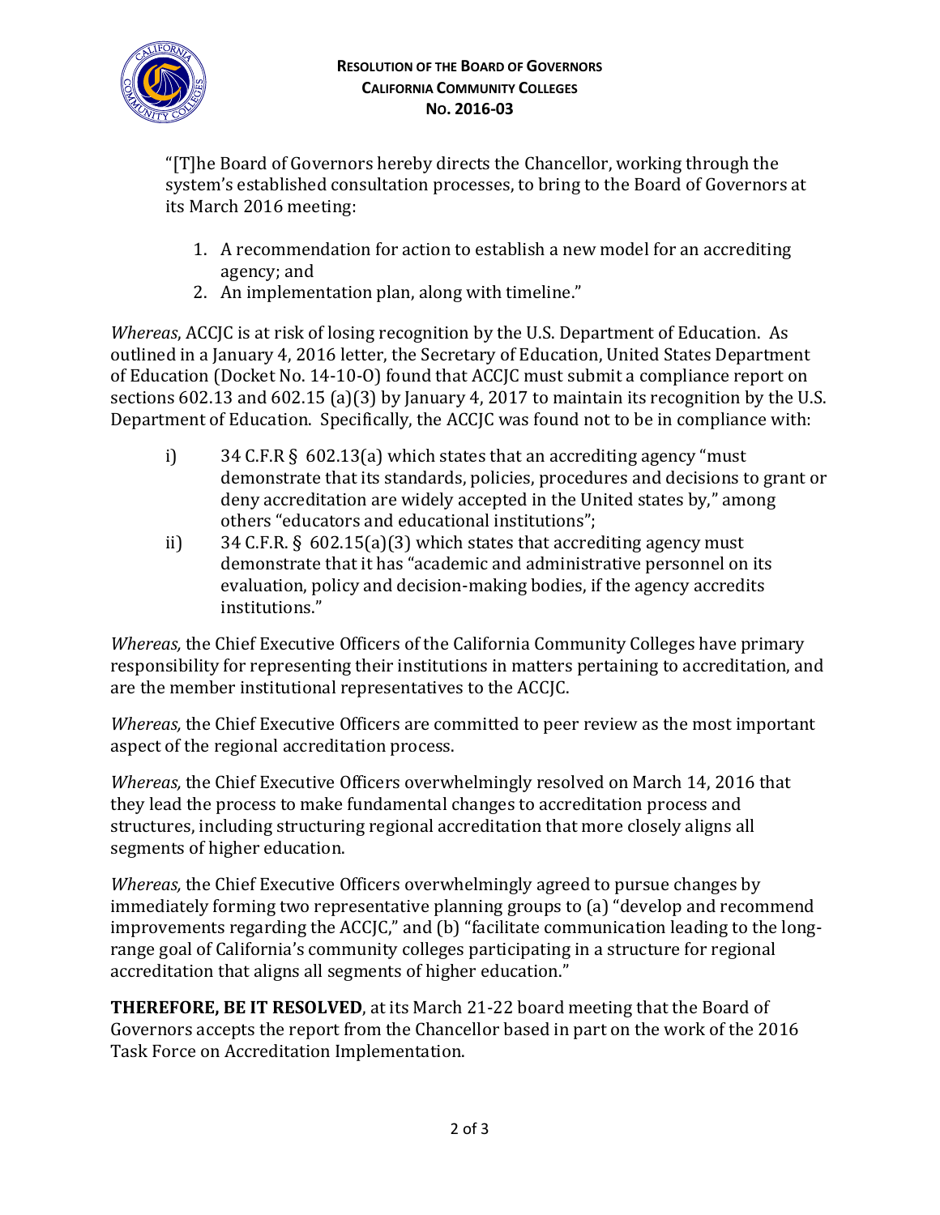**RESOLUTION OF THE BOARD OF GOVERNORS**
**CALIFORNIA COMMUNITY COLLEGES**
**NO. 2016-03**

"[T]he Board of Governors hereby directs the Chancellor, working through the system's established consultation processes, to bring to the Board of Governors at its March 2016 meeting:

1. A recommendation for action to establish a new model for an accrediting agency; and
2. An implementation plan, along with timeline."

*Whereas*, ACCJC is at risk of losing recognition by the U.S. Department of Education. As outlined in a January 4, 2016 letter, the Secretary of Education, United States Department of Education (Docket No. 14-10-O) found that ACCJC must submit a compliance report on sections 602.13 and 602.15 (a)(3) by January 4, 2017 to maintain its recognition by the U.S. Department of Education. Specifically, the ACCJC was found not to be in compliance with:

i) 34 C.F.R § 602.13(a) which states that an accrediting agency "must demonstrate that its standards, policies, procedures and decisions to grant or deny accreditation are widely accepted in the United states by," among others "educators and educational institutions";

ii) 34 C.F.R. § 602.15(a)(3) which states that accrediting agency must demonstrate that it has "academic and administrative personnel on its evaluation, policy and decision-making bodies, if the agency accredits institutions."

*Whereas,* the Chief Executive Officers of the California Community Colleges have primary responsibility for representing their institutions in matters pertaining to accreditation, and are the member institutional representatives to the ACCJC.

*Whereas,* the Chief Executive Officers are committed to peer review as the most important aspect of the regional accreditation process.

*Whereas,* the Chief Executive Officers overwhelmingly resolved on March 14, 2016 that they lead the process to make fundamental changes to accreditation process and structures, including structuring regional accreditation that more closely aligns all segments of higher education.

*Whereas,* the Chief Executive Officers overwhelmingly agreed to pursue changes by immediately forming two representative planning groups to (a) "develop and recommend improvements regarding the ACCJC," and (b) "facilitate communication leading to the long-range goal of California's community colleges participating in a structure for regional accreditation that aligns all segments of higher education."

**THEREFORE, BE IT RESOLVED**, at its March 21-22 board meeting that the Board of Governors accepts the report from the Chancellor based in part on the work of the 2016 Task Force on Accreditation Implementation.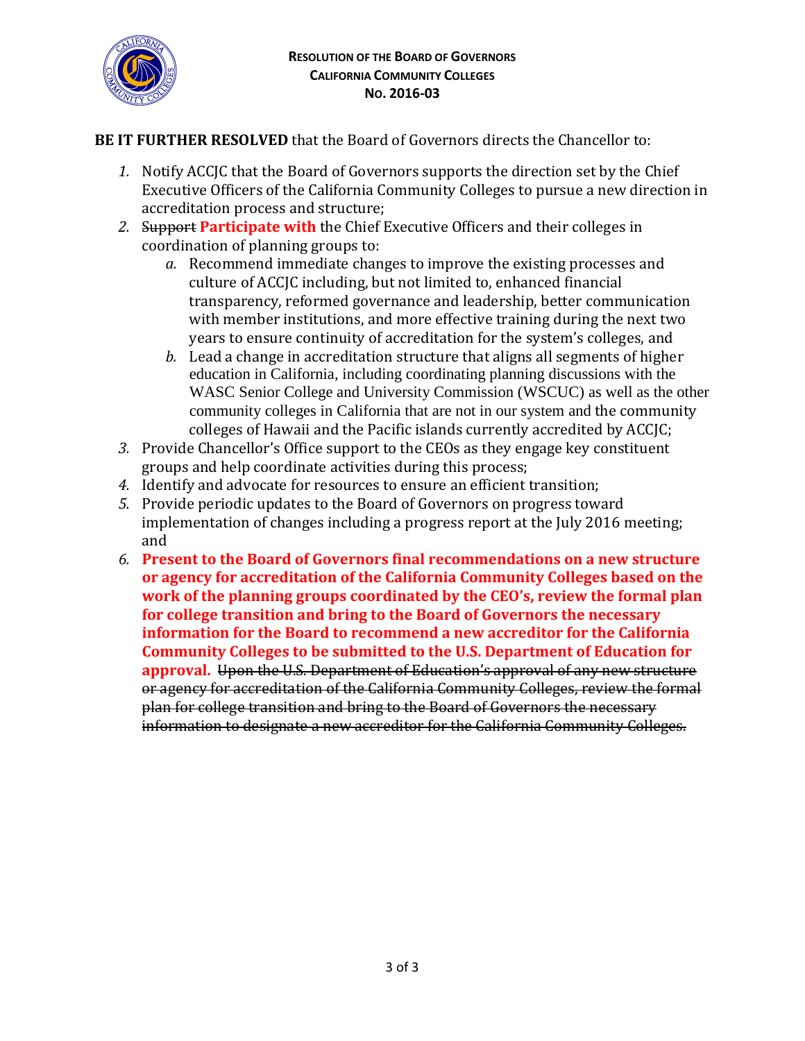**RESOLUTION OF THE BOARD OF GOVERNORS**
**CALIFORNIA COMMUNITY COLLEGES**
**NO. 2016-03**

**BE IT FURTHER RESOLVED** that the Board of Governors directs the Chancellor to:

1. Notify ACCJC that the Board of Governors supports the direction set by the Chief Executive Officers of the California Community Colleges to pursue a new direction in accreditation process and structure;
2. ~~Support~~ **Participate with** the Chief Executive Officers and their colleges in coordination of planning groups to:
   a. Recommend immediate changes to improve the existing processes and culture of ACCJC including, but not limited to, enhanced financial transparency, reformed governance and leadership, better communication with member institutions, and more effective training during the next two years to ensure continuity of accreditation for the system's colleges, and
   b. Lead a change in accreditation structure that aligns all segments of higher education in California, including coordinating planning discussions with the WASC Senior College and University Commission (WSCUC) as well as the other community colleges in California that are not in our system and the community colleges of Hawaii and the Pacific islands currently accredited by ACCJC;
3. Provide Chancellor's Office support to the CEOs as they engage key constituent groups and help coordinate activities during this process;
4. Identify and advocate for resources to ensure an efficient transition;
5. Provide periodic updates to the Board of Governors on progress toward implementation of changes including a progress report at the July 2016 meeting; and
6. **Present to the Board of Governors final recommendations on a new structure or agency for accreditation of the California Community Colleges based on the work of the planning groups coordinated by the CEO's, review the formal plan for college transition and bring to the Board of Governors the necessary information for the Board to recommend a new accreditor for the California Community Colleges to be submitted to the U.S. Department of Education for approval.** ~~Upon the U.S. Department of Education's approval of any new structure or agency for accreditation of the California Community Colleges, review the formal plan for college transition and bring to the Board of Governors the necessary information to designate a new accreditor for the California Community Colleges.~~